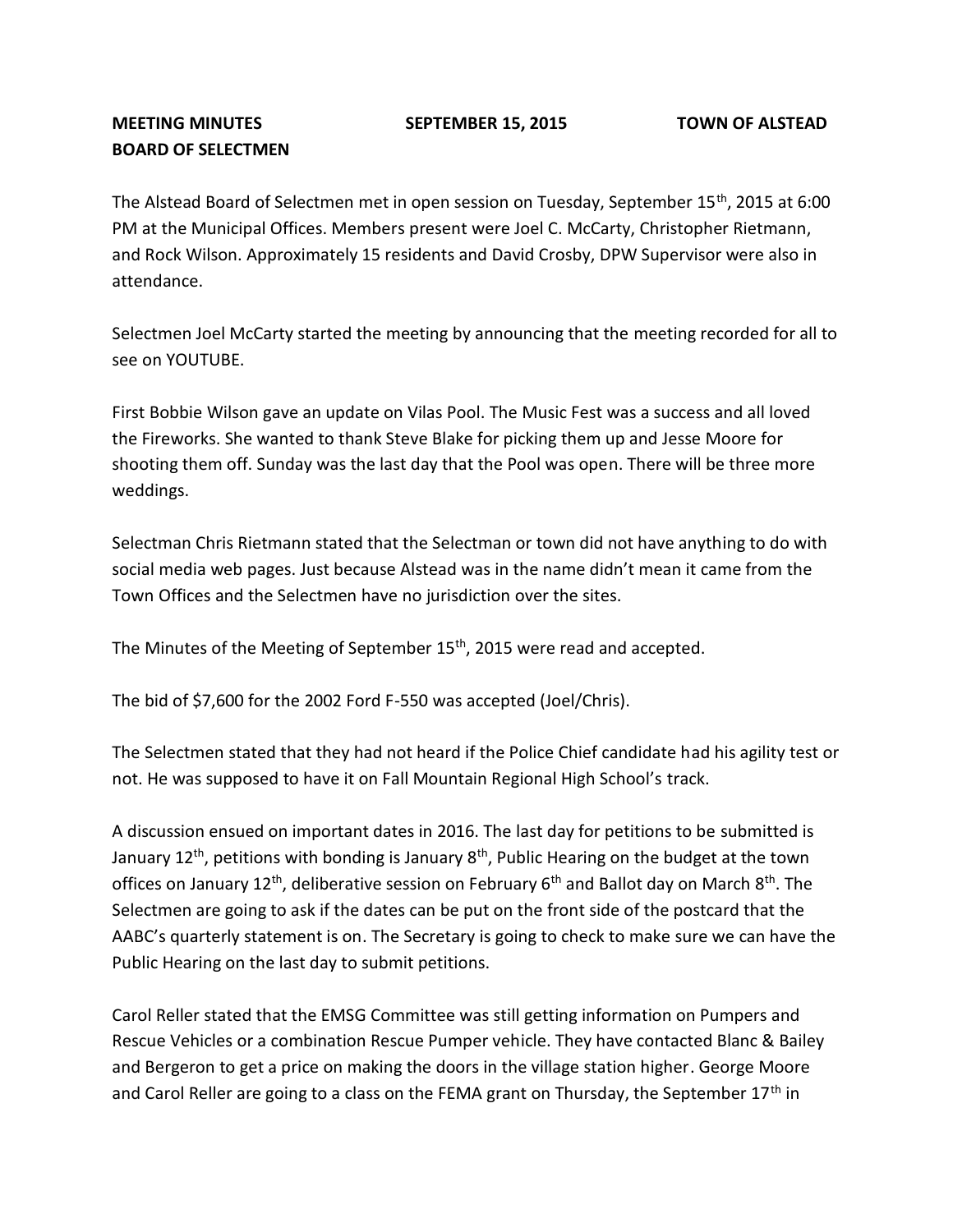**MEETING MINUTES SEPTEMBER 15, 2015 TOWN OF ALSTEAD**
**BOARD OF SELECTMEN**

The Alstead Board of Selectmen met in open session on Tuesday, September 15th, 2015 at 6:00 PM at the Municipal Offices. Members present were Joel C. McCarty, Christopher Rietmann, and Rock Wilson. Approximately 15 residents and David Crosby, DPW Supervisor were also in attendance.

Selectmen Joel McCarty started the meeting by announcing that the meeting recorded for all to see on YOUTUBE.

First Bobbie Wilson gave an update on Vilas Pool. The Music Fest was a success and all loved the Fireworks. She wanted to thank Steve Blake for picking them up and Jesse Moore for shooting them off. Sunday was the last day that the Pool was open. There will be three more weddings.

Selectman Chris Rietmann stated that the Selectman or town did not have anything to do with social media web pages. Just because Alstead was in the name didn't mean it came from the Town Offices and the Selectmen have no jurisdiction over the sites.

The Minutes of the Meeting of September 15th, 2015 were read and accepted.

The bid of $7,600 for the 2002 Ford F-550 was accepted (Joel/Chris).

The Selectmen stated that they had not heard if the Police Chief candidate had his agility test or not. He was supposed to have it on Fall Mountain Regional High School's track.

A discussion ensued on important dates in 2016. The last day for petitions to be submitted is January 12th, petitions with bonding is January 8th, Public Hearing on the budget at the town offices on January 12th, deliberative session on February 6th and Ballot day on March 8th. The Selectmen are going to ask if the dates can be put on the front side of the postcard that the AABC's quarterly statement is on. The Secretary is going to check to make sure we can have the Public Hearing on the last day to submit petitions.

Carol Reller stated that the EMSG Committee was still getting information on Pumpers and Rescue Vehicles or a combination Rescue Pumper vehicle. They have contacted Blanc & Bailey and Bergeron to get a price on making the doors in the village station higher. George Moore and Carol Reller are going to a class on the FEMA grant on Thursday, the September 17th in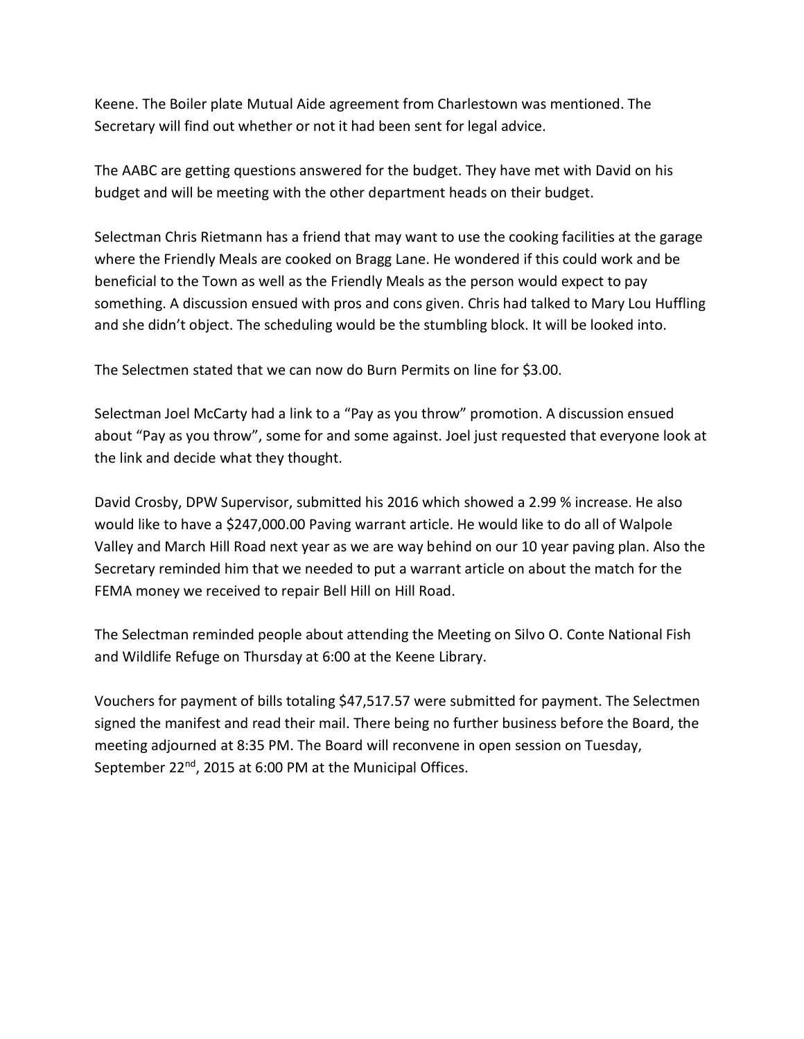Keene. The Boiler plate Mutual Aide agreement from Charlestown was mentioned. The Secretary will find out whether or not it had been sent for legal advice.

The AABC are getting questions answered for the budget. They have met with David on his budget and will be meeting with the other department heads on their budget.

Selectman Chris Rietmann has a friend that may want to use the cooking facilities at the garage where the Friendly Meals are cooked on Bragg Lane. He wondered if this could work and be beneficial to the Town as well as the Friendly Meals as the person would expect to pay something. A discussion ensued with pros and cons given. Chris had talked to Mary Lou Huffling and she didn't object. The scheduling would be the stumbling block. It will be looked into.

The Selectmen stated that we can now do Burn Permits on line for $3.00.

Selectman Joel McCarty had a link to a "Pay as you throw" promotion. A discussion ensued about "Pay as you throw", some for and some against. Joel just requested that everyone look at the link and decide what they thought.

David Crosby, DPW Supervisor, submitted his 2016 which showed a 2.99 % increase. He also would like to have a $247,000.00 Paving warrant article. He would like to do all of Walpole Valley and March Hill Road next year as we are way behind on our 10 year paving plan. Also the Secretary reminded him that we needed to put a warrant article on about the match for the FEMA money we received to repair Bell Hill on Hill Road.

The Selectman reminded people about attending the Meeting on Silvo O. Conte National Fish and Wildlife Refuge on Thursday at 6:00 at the Keene Library.

Vouchers for payment of bills totaling $47,517.57 were submitted for payment. The Selectmen signed the manifest and read their mail. There being no further business before the Board, the meeting adjourned at 8:35 PM. The Board will reconvene in open session on Tuesday, September 22nd, 2015 at 6:00 PM at the Municipal Offices.